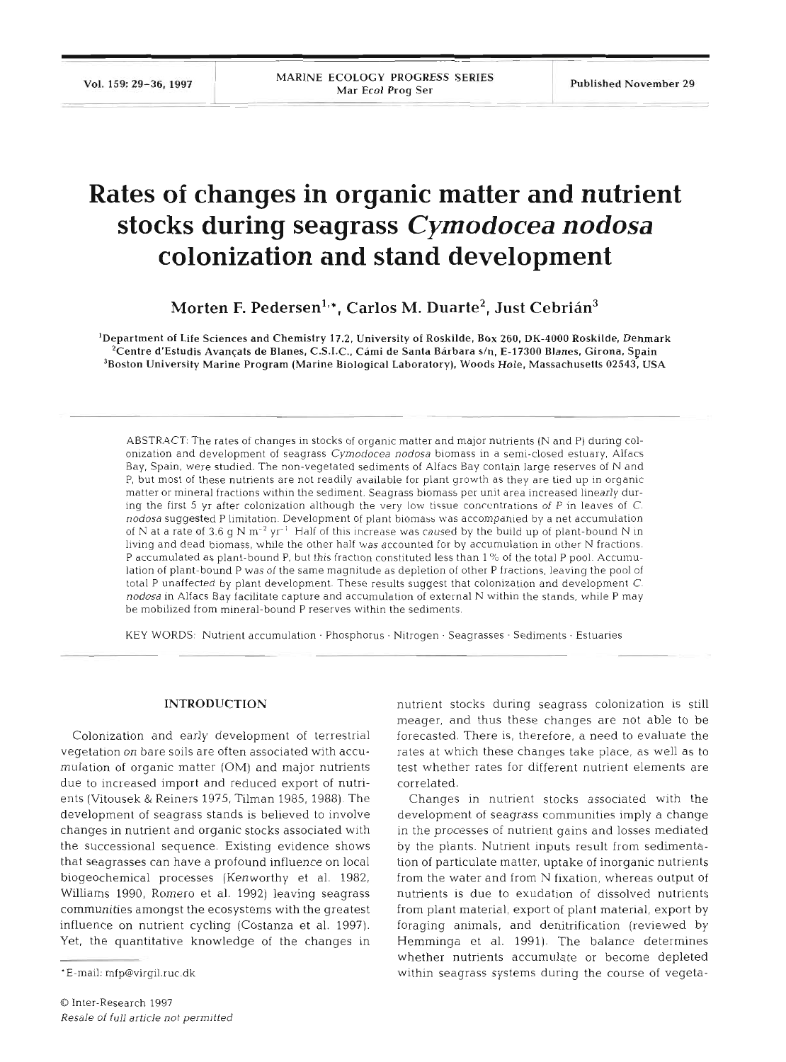# Rates of changes in organic matter and nutrient stocks during seagrass *Cymodocea nodosa* colonization and stand development

**Morten F. Pedersen[1,*], Carlos M. Duarte[2], Just Cebrián[3]**

[1]Department of Life Sciences and Chemistry 17.2, University of Roskilde, Box 260, DK-4000 Roskilde, Denmark
[2]Centre d'Estudis Avançats de Blanes, C.S.I.C., Cámi de Santa Bárbara s/n, E-17300 Blanes, Girona, Spain
[3]Boston University Marine Program (Marine Biological Laboratory), Woods Hole, Massachusetts 02543, USA

ABSTRACT: The rates of changes in stocks of organic matter and major nutrients (N and P) during colonization and development of seagrass *Cymodocea nodosa* biomass in a semi-closed estuary, Alfacs Bay, Spain, were studied. The non-vegetated sediments of Alfacs Bay contain large reserves of N and P, but most of these nutrients are not readily available for plant growth as they are tied up in organic matter or mineral fractions within the sediment. Seagrass biomass per unit area increased linearly during the first 5 yr after colonization although the very low tissue concentrations of P in leaves of *C. nodosa* suggested P limitation. Development of plant biomass was accompanied by a net accumulation of N at a rate of 3.6 g N $m^{-2}$ $yr^{-1}$. Half of this increase was caused by the build up of plant-bound N in living and dead biomass, while the other half was accounted for by accumulation in other N fractions. P accumulated as plant-bound P, but this fraction constituted less than 1% of the total P pool. Accumulation of plant-bound P was of the same magnitude as depletion of other P fractions, leaving the pool of total P unaffected by plant development. These results suggest that colonization and development *C. nodosa* in Alfacs Bay facilitate capture and accumulation of external N within the stands, while P may be mobilized from mineral-bound P reserves within the sediments.

KEY WORDS: Nutrient accumulation · Phosphorus · Nitrogen · Seagrasses · Sediments · Estuaries

## INTRODUCTION

Colonization and early development of terrestrial vegetation on bare soils are often associated with accumulation of organic matter (OM) and major nutrients due to increased import and reduced export of nutrients (Vitousek & Reiners 1975, Tilman 1985, 1988). The development of seagrass stands is believed to involve changes in nutrient and organic stocks associated with the successional sequence. Existing evidence shows that seagrasses can have a profound influence on local biogeochemical processes (Kenworthy et al. 1982, Williams 1990, Romero et al. 1992) leaving seagrass communities amongst the ecosystems with the greatest influence on nutrient cycling (Costanza et al. 1997). Yet, the quantitative knowledge of the changes in nutrient stocks during seagrass colonization is still meager, and thus these changes are not able to be forecasted. There is, therefore, a need to evaluate the rates at which these changes take place, as well as to test whether rates for different nutrient elements are correlated.

Changes in nutrient stocks associated with the development of seagrass communities imply a change in the processes of nutrient gains and losses mediated by the plants. Nutrient inputs result from sedimentation of particulate matter, uptake of inorganic nutrients from the water and from N fixation, whereas output of nutrients is due to exudation of dissolved nutrients from plant material, export of plant material, export by foraging animals, and denitrification (reviewed by Hemminga et al. 1991). The balance determines whether nutrients accumulate or become depleted within seagrass systems during the course of vegeta-

*E-mail: mfp@virgil.ruc.dk

© Inter-Research 1997
*Resale of full article not permitted*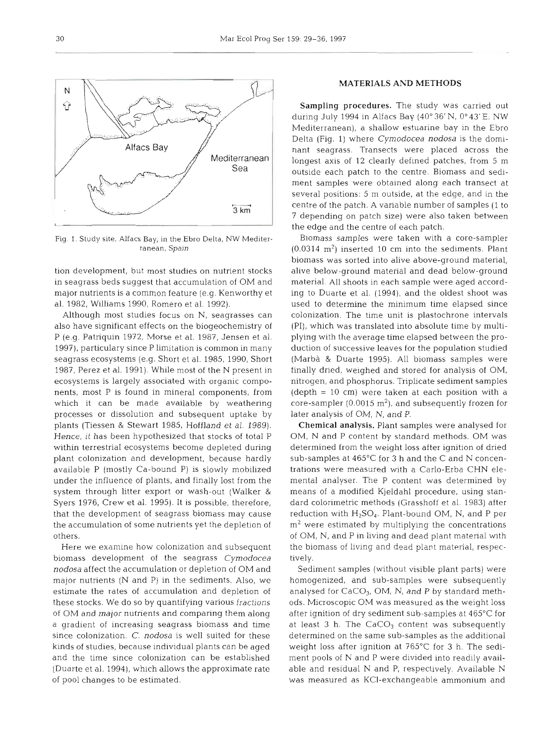Fig. 1. Study site, Alfacs Bay, in the Ebro Delta, NW Mediterranean, Spain

tion development, but most studies on nutrient stocks in seagrass beds suggest that accumulation of OM and major nutrients is a common feature (e.g. Kenworthy et al. 1982, Williams 1990, Romero et al. 1992).

Although most studies focus on N, seagrasses can also have significant effects on the biogeochemistry of P (e.g. Patriquin 1972, Morse et al. 1987, Jensen et al. 1997), particulary since P limitation is common in many seagrass ecosystems (e.g. Short et al. 1985, 1990, Short 1987, Perez et al. 1991). While most of the N present in ecosystems is largely associated with organic components, most P is found in mineral components, from which it can be made available by weathering processes or dissolution and subsequent uptake by plants (Tiessen & Stewart 1985, Hoffland et al. 1989). Hence, it has been hypothesized that stocks of total P within terrestrial ecosystems become depleted during plant colonization and development, because hardly available P (mostly Ca-bound P) is slowly mobilized under the influence of plants, and finally lost from the system through litter export or wash-out (Walker & Syers 1976, Crew et al. 1995). It is possible, therefore, that the development of seagrass biomass may cause the accumulation of some nutrients yet the depletion of others.

Here we examine how colonization and subsequent biomass development of the seagrass *Cymodocea nodosa* affect the accumulation or depletion of OM and major nutrients (N and P) in the sediments. Also, we estimate the rates of accumulation and depletion of these stocks. We do so by quantifying various fractions of OM and major nutrients and comparing them along a gradient of increasing seagrass biomass and time since colonization. *C. nodosa* is well suited for these kinds of studies, because individual plants can be aged and the time since colonization can be established (Duarte et al. 1994), which allows the approximate rate of pool changes to be estimated.

## MATERIALS AND METHODS

**Sampling procedures.** The study was carried out during July 1994 in Alfacs Bay (40° 36' N, 0° 43' E; NW Mediterranean), a shallow estuarine bay in the Ebro Delta (Fig. 1) where *Cymodocea nodosa* is the dominant seagrass. Transects were placed across the longest axis of 12 clearly defined patches, from 5 m outside each patch to the centre. Biomass and sediment samples were obtained along each transect at several positions: 5 m outside, at the edge, and in the centre of the patch. A variable number of samples (1 to 7 depending on patch size) were also taken between the edge and the centre of each patch.

Biomass samples were taken with a core-sampler ($0.0314\ m^2$) inserted 10 cm into the sediments. Plant biomass was sorted into alive above-ground material, alive below-ground material and dead below-ground material. All shoots in each sample were aged according to Duarte et al. (1994), and the oldest shoot was used to determine the minimum time elapsed since colonization. The time unit is plastochrone intervals (PI), which was translated into absolute time by multiplying with the average time elapsed between the production of successive leaves for the population studied (Marbà & Duarte 1995). All biomass samples were finally dried, weighed and stored for analysis of OM, nitrogen, and phosphorus. Triplicate sediment samples (depth = 10 cm) were taken at each position with a core-sampler ($0.0015\ m^2$), and subsequently frozen for later analysis of OM, N, and P.

**Chemical analysis.** Plant samples were analysed for OM, N and P content by standard methods. OM was determined from the weight loss after ignition of dried sub-samples at 465°C for 3 h and the C and N concentrations were measured with a Carlo-Erba CHN elemental analyser. The P content was determined by means of a modified Kjeldahl procedure, using standard colorimetric methods (Grasshoff et al. 1983) after reduction with $H_2SO_4$. Plant-bound OM, N, and P per $m^2$ were estimated by multiplying the concentrations of OM, N, and P in living and dead plant material with the biomass of living and dead plant material, respectively.

Sediment samples (without visible plant parts) were homogenized, and sub-samples were subsequently analysed for $CaCO_3$, OM, N, and P by standard methods. Microscopic OM was measured as the weight loss after ignition of dry sediment sub-samples at 465°C for at least 3 h. The $CaCO_3$ content was subsequently determined on the same sub-samples as the additional weight loss after ignition at 765°C for 3 h. The sediment pools of N and P were divided into readily available and residual N and P, respectively. Available N was measured as KCl-exchangeable ammonium and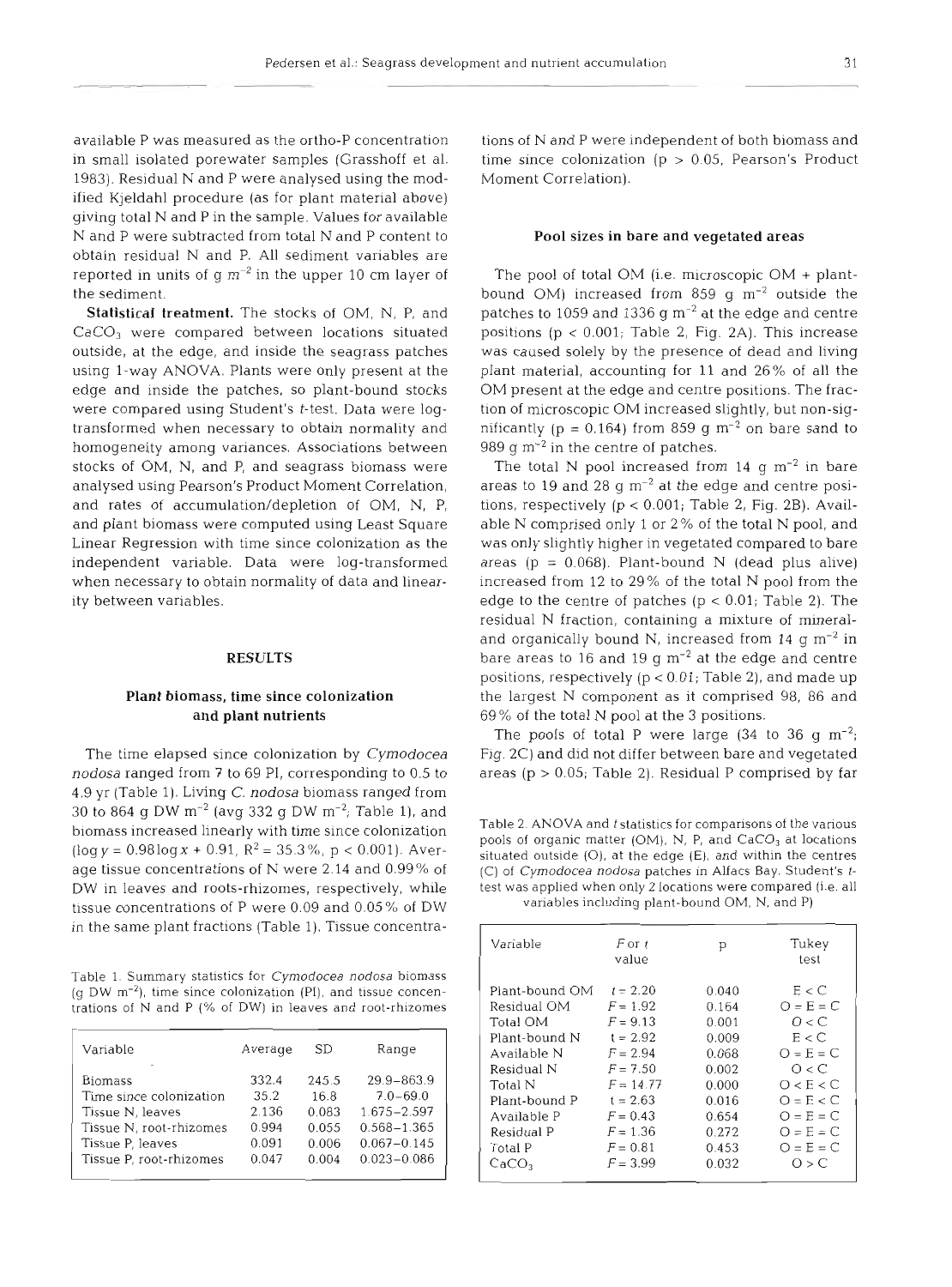available P was measured as the ortho-P concentration in small isolated porewater samples (Grasshoff et al. 1983). Residual N and P were analysed using the modified Kjeldahl procedure (as for plant material above) giving total N and P in the sample. Values for available N and P were subtracted from total N and P content to obtain residual N and P. All sediment variables are reported in units of g $m^{-2}$ in the upper 10 cm layer of the sediment.

**Statistical treatment.** The stocks of OM, N, P, and $CaCO_3$ were compared between locations situated outside, at the edge, and inside the seagrass patches using 1-way ANOVA. Plants were only present at the edge and inside the patches, so plant-bound stocks were compared using Student's *t*-test. Data were log-transformed when necessary to obtain normality and homogeneity among variances. Associations between stocks of OM, N, and P, and seagrass biomass were analysed using Pearson's Product Moment Correlation, and rates of accumulation/depletion of OM, N, P, and plant biomass were computed using Least Square Linear Regression with time since colonization as the independent variable. Data were log-transformed when necessary to obtain normality of data and linearity between variables.

## RESULTS

### Plant biomass, time since colonization and plant nutrients

The time elapsed since colonization by *Cymodocea nodosa* ranged from 7 to 69 PI, corresponding to 0.5 to 4.9 yr (Table 1). Living *C. nodosa* biomass ranged from 30 to 864 g DW $m^{-2}$ (avg 332 g DW $m^{-2}$; Table 1), and biomass increased linearly with time since colonization ($\log y = 0.98 \log x + 0.91$, $R^2 = 35.3\%$, $p < 0.001$). Average tissue concentrations of N were 2.14 and 0.99% of DW in leaves and roots-rhizomes, respectively, while tissue concentrations of P were 0.09 and 0.05% of DW in the same plant fractions (Table 1). Tissue concentrations of N and P were independent of both biomass and time since colonization ($p > 0.05$, Pearson's Product Moment Correlation).

Table 1. Summary statistics for *Cymodocea nodosa* biomass (g DW $m^{-2}$), time since colonization (PI), and tissue concentrations of N and P (% of DW) in leaves and root-rhizomes

| Variable | Average | SD | Range |
|---|---|---|---|
| Biomass | 332.4 | 245.5 | 29.9–863.9 |
| Time since colonization | 35.2 | 16.8 | 7.0–69.0 |
| Tissue N, leaves | 2.136 | 0.083 | 1.675–2.597 |
| Tissue N, root-rhizomes | 0.994 | 0.055 | 0.568–1.365 |
| Tissue P, leaves | 0.091 | 0.006 | 0.067–0.145 |
| Tissue P, root-rhizomes | 0.047 | 0.004 | 0.023–0.086 |

### Pool sizes in bare and vegetated areas

The pool of total OM (i.e. microscopic OM + plant-bound OM) increased from 859 g $m^{-2}$ outside the patches to 1059 and 1336 g $m^{-2}$ at the edge and centre positions ($p < 0.001$; Table 2, Fig. 2A). This increase was caused solely by the presence of dead and living plant material, accounting for 11 and 26% of all the OM present at the edge and centre positions. The fraction of microscopic OM increased slightly, but non-significantly ($p = 0.164$) from 859 g $m^{-2}$ on bare sand to 989 g $m^{-2}$ in the centre of patches.

The total N pool increased from 14 g $m^{-2}$ in bare areas to 19 and 28 g $m^{-2}$ at the edge and centre positions, respectively ($p < 0.001$; Table 2, Fig. 2B). Available N comprised only 1 or 2% of the total N pool, and was only slightly higher in vegetated compared to bare areas ($p = 0.068$). Plant-bound N (dead plus alive) increased from 12 to 29% of the total N pool from the edge to the centre of patches ($p < 0.01$; Table 2). The residual N fraction, containing a mixture of mineral- and organically bound N, increased from 14 g $m^{-2}$ in bare areas to 16 and 19 g $m^{-2}$ at the edge and centre positions, respectively ($p < 0.01$; Table 2), and made up the largest N component as it comprised 98, 86 and 69% of the total N pool at the 3 positions.

The pools of total P were large (34 to 36 g $m^{-2}$; Fig. 2C) and did not differ between bare and vegetated areas ($p > 0.05$; Table 2). Residual P comprised by far

Table 2. ANOVA and *t* statistics for comparisons of the various pools of organic matter (OM), N, P, and $CaCO_3$ at locations situated outside (O), at the edge (E), and within the centres (C) of *Cymodocea nodosa* patches in Alfacs Bay. Student's *t*-test was applied when only 2 locations were compared (i.e. all variables including plant-bound OM, N, and P)

| Variable | *F* or *t* value | p | Tukey test |
|---|---|---|---|
| Plant-bound OM | $t = 2.20$ | 0.040 | E < C |
| Residual OM | $F = 1.92$ | 0.164 | O = E = C |
| Total OM | $F = 9.13$ | 0.001 | O < C |
| Plant-bound N | $t = 2.92$ | 0.009 | E < C |
| Available N | $F = 2.94$ | 0.068 | O = E = C |
| Residual N | $F = 7.50$ | 0.002 | O < C |
| Total N | $F = 14.77$ | 0.000 | O < E < C |
| Plant-bound P | $t = 2.63$ | 0.016 | O = E < C |
| Available P | $F = 0.43$ | 0.654 | O = E = C |
| Residual P | $F = 1.36$ | 0.272 | O = E = C |
| Total P | $F = 0.81$ | 0.453 | O = E = C |
| $CaCO_3$ | $F = 3.99$ | 0.032 | O > C |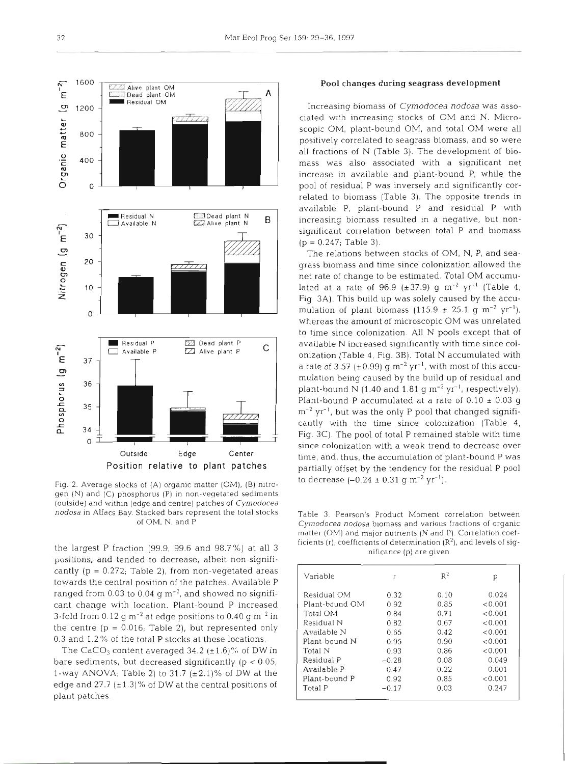Fig. 2. Average stocks of (A) organic matter (OM), (B) nitrogen (N) and (C) phosphorus (P) in non-vegetated sediments (outside) and within (edge and centre) patches of *Cymodocea nodosa* in Alfacs Bay. Stacked bars represent the total stocks of OM, N, and P

the largest P fraction (99.9, 99.6 and 98.7%) at all 3 positions, and tended to decrease, albeit non-significantly ($p = 0.272$; Table 2), from non-vegetated areas towards the central position of the patches. Available P ranged from 0.03 to 0.04 g $m^{-2}$, and showed no significant change with location. Plant-bound P increased 3-fold from 0.12 g $m^{-2}$ at edge positions to 0.40 g $m^{-2}$ in the centre ($p = 0.016$; Table 2), but represented only 0.3 and 1.2% of the total P stocks at these locations.

The $CaCO_3$ content averaged 34.2 (±1.6)% of DW in bare sediments, but decreased significantly ($p < 0.05$, 1-way ANOVA; Table 2) to 31.7 (±2.1)% of DW at the edge and 27.7 (±1.3)% of DW at the central positions of plant patches.

### Pool changes during seagrass development

Increasing biomass of *Cymodocea nodosa* was associated with increasing stocks of OM and N. Microscopic OM, plant-bound OM, and total OM were all positively correlated to seagrass biomass, and so were all fractions of N (Table 3). The development of biomass was also associated with a significant net increase in available and plant-bound P, while the pool of residual P was inversely and significantly correlated to biomass (Table 3). The opposite trends in available P, plant-bound P and residual P with increasing biomass resulted in a negative, but non-significant correlation between total P and biomass ($p = 0.247$; Table 3).

The relations between stocks of OM, N, P, and seagrass biomass and time since colonization allowed the net rate of change to be estimated. Total OM accumulated at a rate of 96.9 (±37.9) g $m^{-2}$ $yr^{-1}$ (Table 4, Fig. 3A). This build up was solely caused by the accumulation of plant biomass (115.9 ± 25.1 g $m^{-2}$ $yr^{-1}$), whereas the amount of microscopic OM was unrelated to time since colonization. All N pools except that of available N increased significantly with time since colonization (Table 4, Fig. 3B). Total N accumulated with a rate of 3.57 (±0.99) g $m^{-2}$ $yr^{-1}$, with most of this accumulation being caused by the build up of residual and plant-bound N (1.40 and 1.81 g $m^{-2}$ $yr^{-1}$, respectively). Plant-bound P accumulated at a rate of 0.10 ± 0.03 g $m^{-2}$ $yr^{-1}$, but was the only P pool that changed significantly with the time since colonization (Table 4, Fig. 3C). The pool of total P remained stable with time since colonization with a weak trend to decrease over time, and, thus, the accumulation of plant-bound P was partially offset by the tendency for the residual P pool to decrease (−0.24 ± 0.31 g $m^{-2}$ $yr^{-1}$).

Table 3. Pearson's Product Moment correlation between *Cymodocea nodosa* biomass and various fractions of organic matter (OM) and major nutrients (N and P). Correlation coefficients (r), coefficients of determination ($R^2$), and levels of significance (p) are given

| Variable | r | $R^2$ | p |
|---|---|---|---|
| Residual OM | 0.32 | 0.10 | 0.024 |
| Plant-bound OM | 0.92 | 0.85 | <0.001 |
| Total OM | 0.84 | 0.71 | <0.001 |
| Residual N | 0.82 | 0.67 | <0.001 |
| Available N | 0.65 | 0.42 | <0.001 |
| Plant-bound N | 0.95 | 0.90 | <0.001 |
| Total N | 0.93 | 0.86 | <0.001 |
| Residual P | −0.28 | 0.08 | 0.049 |
| Available P | 0.47 | 0.22 | 0.001 |
| Plant-bound P | 0.92 | 0.85 | <0.001 |
| Total P | −0.17 | 0.03 | 0.247 |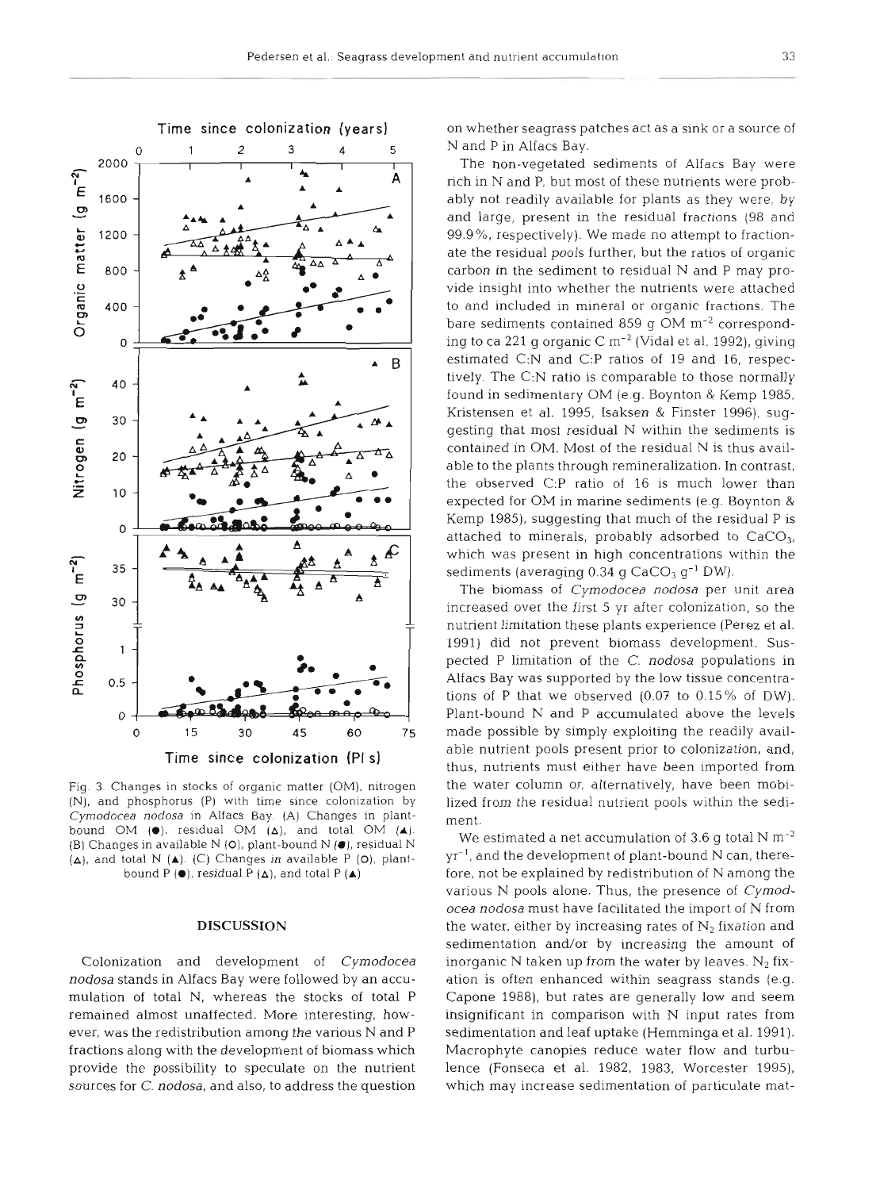Fig. 3. Changes in stocks of organic matter (OM), nitrogen (N), and phosphorus (P) with time since colonization by *Cymodocea nodosa* in Alfacs Bay. (A) Changes in plant-bound OM (●), residual OM (△), and total OM (▲). (B) Changes in available N (○), plant-bound N (●), residual N (△), and total N (▲). (C) Changes in available P (○), plant-bound P (●), residual P (△), and total P (▲)

## DISCUSSION

Colonization and development of *Cymodocea nodosa* stands in Alfacs Bay were followed by an accumulation of total N, whereas the stocks of total P remained almost unaffected. More interesting, however, was the redistribution among the various N and P fractions along with the development of biomass which provide the possibility to speculate on the nutrient sources for *C. nodosa*, and also, to address the question on whether seagrass patches act as a sink or a source of N and P in Alfacs Bay.

The non-vegetated sediments of Alfacs Bay were rich in N and P, but most of these nutrients were probably not readily available for plants as they were, by and large, present in the residual fractions (98 and 99.9%, respectively). We made no attempt to fractionate the residual pools further, but the ratios of organic carbon in the sediment to residual N and P may provide insight into whether the nutrients were attached to and included in mineral or organic fractions. The bare sediments contained 859 g OM $m^{-2}$ corresponding to ca 221 g organic C $m^{-2}$ (Vidal et al. 1992), giving estimated C:N and C:P ratios of 19 and 16, respectively. The C:N ratio is comparable to those normally found in sedimentary OM (e.g. Boynton & Kemp 1985, Kristensen et al. 1995, Isaksen & Finster 1996), suggesting that most residual N within the sediments is contained in OM. Most of the residual N is thus available to the plants through remineralization. In contrast, the observed C:P ratio of 16 is much lower than expected for OM in marine sediments (e.g. Boynton & Kemp 1985), suggesting that much of the residual P is attached to minerals, probably adsorbed to $CaCO_3$, which was present in high concentrations within the sediments (averaging 0.34 g $CaCO_3$ $g^{-1}$ DW).

The biomass of *Cymodocea nodosa* per unit area increased over the first 5 yr after colonization, so the nutrient limitation these plants experience (Perez et al. 1991) did not prevent biomass development. Suspected P limitation of the *C. nodosa* populations in Alfacs Bay was supported by the low tissue concentrations of P that we observed (0.07 to 0.15% of DW). Plant-bound N and P accumulated above the levels made possible by simply exploiting the readily available nutrient pools present prior to colonization, and, thus, nutrients must either have been imported from the water column or, alternatively, have been mobilized from the residual nutrient pools within the sediment.

We estimated a net accumulation of 3.6 g total N $m^{-2}$ $yr^{-1}$, and the development of plant-bound N can, therefore, not be explained by redistribution of N among the various N pools alone. Thus, the presence of *Cymodocea nodosa* must have facilitated the import of N from the water, either by increasing rates of $N_2$ fixation and sedimentation and/or by increasing the amount of inorganic N taken up from the water by leaves. $N_2$ fixation is often enhanced within seagrass stands (e.g. Capone 1988), but rates are generally low and seem insignificant in comparison with N input rates from sedimentation and leaf uptake (Hemminga et al. 1991). Macrophyte canopies reduce water flow and turbulence (Fonseca et al. 1982, 1983, Worcester 1995), which may increase sedimentation of particulate mat-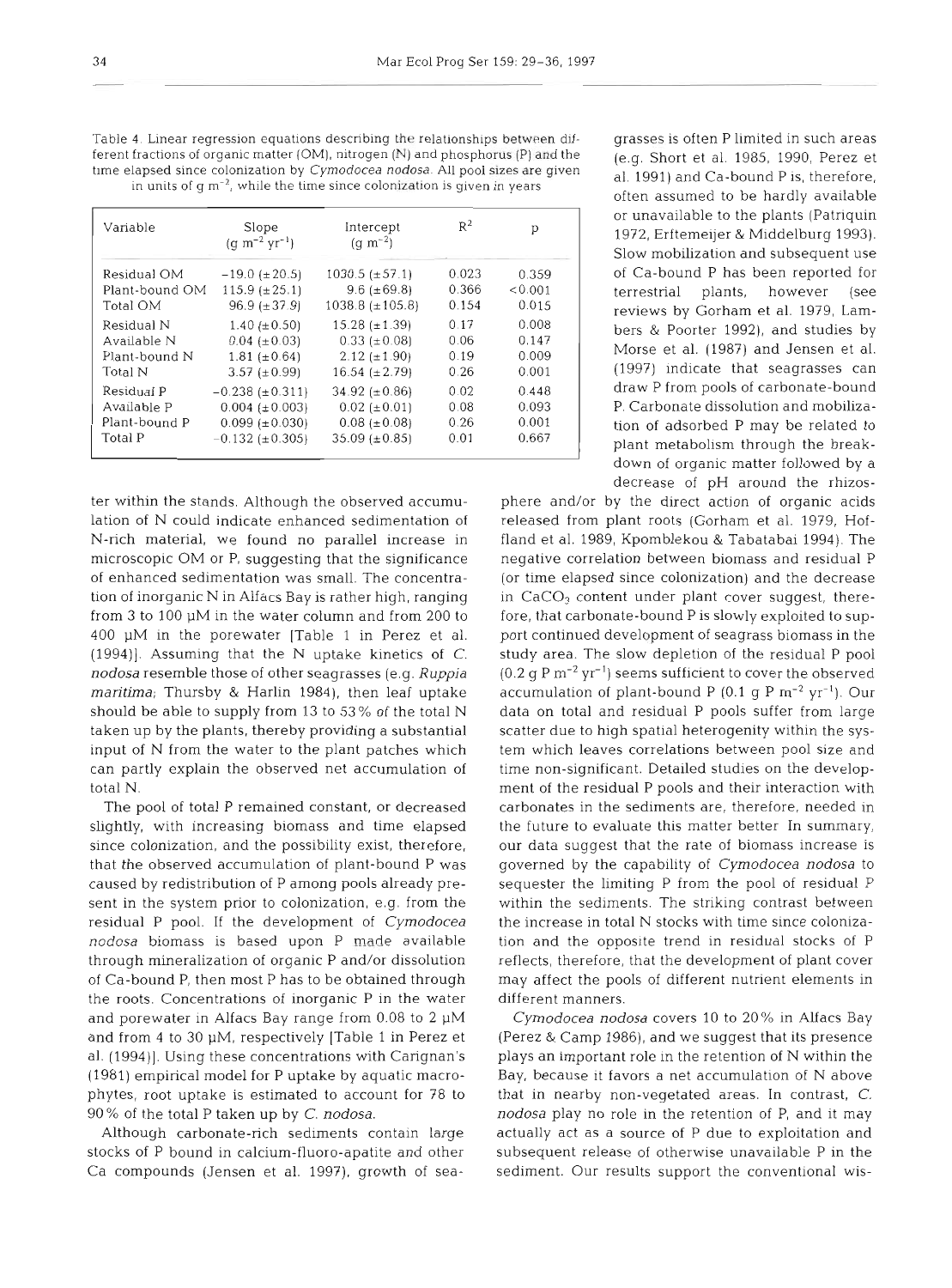Table 4. Linear regression equations describing the relationships between different fractions of organic matter (OM), nitrogen (N) and phosphorus (P) and the time elapsed since colonization by *Cymodocea nodosa*. All pool sizes are given in units of g $m^{-2}$, while the time since colonization is given in years

| Variable | Slope (g $m^{-2}$ $yr^{-1}$) | Intercept (g $m^{-2}$) | $R^2$ | p |
|---|---|---|---|---|
| Residual OM | −19.0 (±20.5) | 1030.5 (±57.1) | 0.023 | 0.359 |
| Plant-bound OM | 115.9 (±25.1) | 9.6 (±69.8) | 0.366 | <0.001 |
| Total OM | 96.9 (±37.9) | 1038.8 (±105.8) | 0.154 | 0.015 |
| Residual N | 1.40 (±0.50) | 15.28 (±1.39) | 0.17 | 0.008 |
| Available N | 0.04 (±0.03) | 0.33 (±0.08) | 0.06 | 0.147 |
| Plant-bound N | 1.81 (±0.64) | 2.12 (±1.90) | 0.19 | 0.009 |
| Total N | 3.57 (±0.99) | 16.54 (±2.79) | 0.26 | 0.001 |
| Residual P | −0.238 (±0.311) | 34.92 (±0.86) | 0.02 | 0.448 |
| Available P | 0.004 (±0.003) | 0.02 (±0.01) | 0.08 | 0.093 |
| Plant-bound P | 0.099 (±0.030) | 0.08 (±0.08) | 0.26 | 0.001 |
| Total P | −0.132 (±0.305) | 35.09 (±0.85) | 0.01 | 0.667 |

ter within the stands. Although the observed accumulation of N could indicate enhanced sedimentation of N-rich material, we found no parallel increase in microscopic OM or P, suggesting that the significance of enhanced sedimentation was small. The concentration of inorganic N in Alfacs Bay is rather high, ranging from 3 to 100 µM in the water column and from 200 to 400 µM in the porewater [Table 1 in Perez et al. (1994)]. Assuming that the N uptake kinetics of *C. nodosa* resemble those of other seagrasses (e.g. *Ruppia maritima*; Thursby & Harlin 1984), then leaf uptake should be able to supply from 13 to 53% of the total N taken up by the plants, thereby providing a substantial input of N from the water to the plant patches which can partly explain the observed net accumulation of total N.

The pool of total P remained constant, or decreased slightly, with increasing biomass and time elapsed since colonization, and the possibility exist, therefore, that the observed accumulation of plant-bound P was caused by redistribution of P among pools already present in the system prior to colonization, e.g. from the residual P pool. If the development of *Cymodocea nodosa* biomass is based upon P made available through mineralization of organic P and/or dissolution of Ca-bound P, then most P has to be obtained through the roots. Concentrations of inorganic P in the water and porewater in Alfacs Bay range from 0.08 to 2 µM and from 4 to 30 µM, respectively [Table 1 in Perez et al. (1994)]. Using these concentrations with Carignan's (1981) empirical model for P uptake by aquatic macrophytes, root uptake is estimated to account for 78 to 90% of the total P taken up by *C. nodosa*.

Although carbonate-rich sediments contain large stocks of P bound in calcium-fluoro-apatite and other Ca compounds (Jensen et al. 1997), growth of seagrasses is often P limited in such areas (e.g. Short et al. 1985, 1990, Perez et al. 1991) and Ca-bound P is, therefore, often assumed to be hardly available or unavailable to the plants (Patriquin 1972, Erftemeijer & Middelburg 1993). Slow mobilization and subsequent use of Ca-bound P has been reported for terrestrial plants, however (see reviews by Gorham et al. 1979, Lambers & Poorter 1992), and studies by Morse et al. (1987) and Jensen et al. (1997) indicate that seagrasses can draw P from pools of carbonate-bound P. Carbonate dissolution and mobilization of adsorbed P may be related to plant metabolism through the breakdown of organic matter followed by a decrease of pH around the rhizosphere and/or by the direct action of organic acids released from plant roots (Gorham et al. 1979, Hoffland et al. 1989, Kpomblekou & Tabatabai 1994). The negative correlation between biomass and residual P (or time elapsed since colonization) and the decrease in $CaCO_3$ content under plant cover suggest, therefore, that carbonate-bound P is slowly exploited to support continued development of seagrass biomass in the study area. The slow depletion of the residual P pool (0.2 g P $m^{-2}$ $yr^{-1}$) seems sufficient to cover the observed accumulation of plant-bound P (0.1 g P $m^{-2}$ $yr^{-1}$). Our data on total and residual P pools suffer from large scatter due to high spatial heterogenity within the system which leaves correlations between pool size and time non-significant. Detailed studies on the development of the residual P pools and their interaction with carbonates in the sediments are, therefore, needed in the future to evaluate this matter better. In summary, our data suggest that the rate of biomass increase is governed by the capability of *Cymodocea nodosa* to sequester the limiting P from the pool of residual P within the sediments. The striking contrast between the increase in total N stocks with time since colonization and the opposite trend in residual stocks of P reflects, therefore, that the development of plant cover may affect the pools of different nutrient elements in different manners.

*Cymodocea nodosa* covers 10 to 20% in Alfacs Bay (Perez & Camp 1986), and we suggest that its presence plays an important role in the retention of N within the Bay, because it favors a net accumulation of N above that in nearby non-vegetated areas. In contrast, *C. nodosa* play no role in the retention of P, and it may actually act as a source of P due to exploitation and subsequent release of otherwise unavailable P in the sediment. Our results support the conventional wis-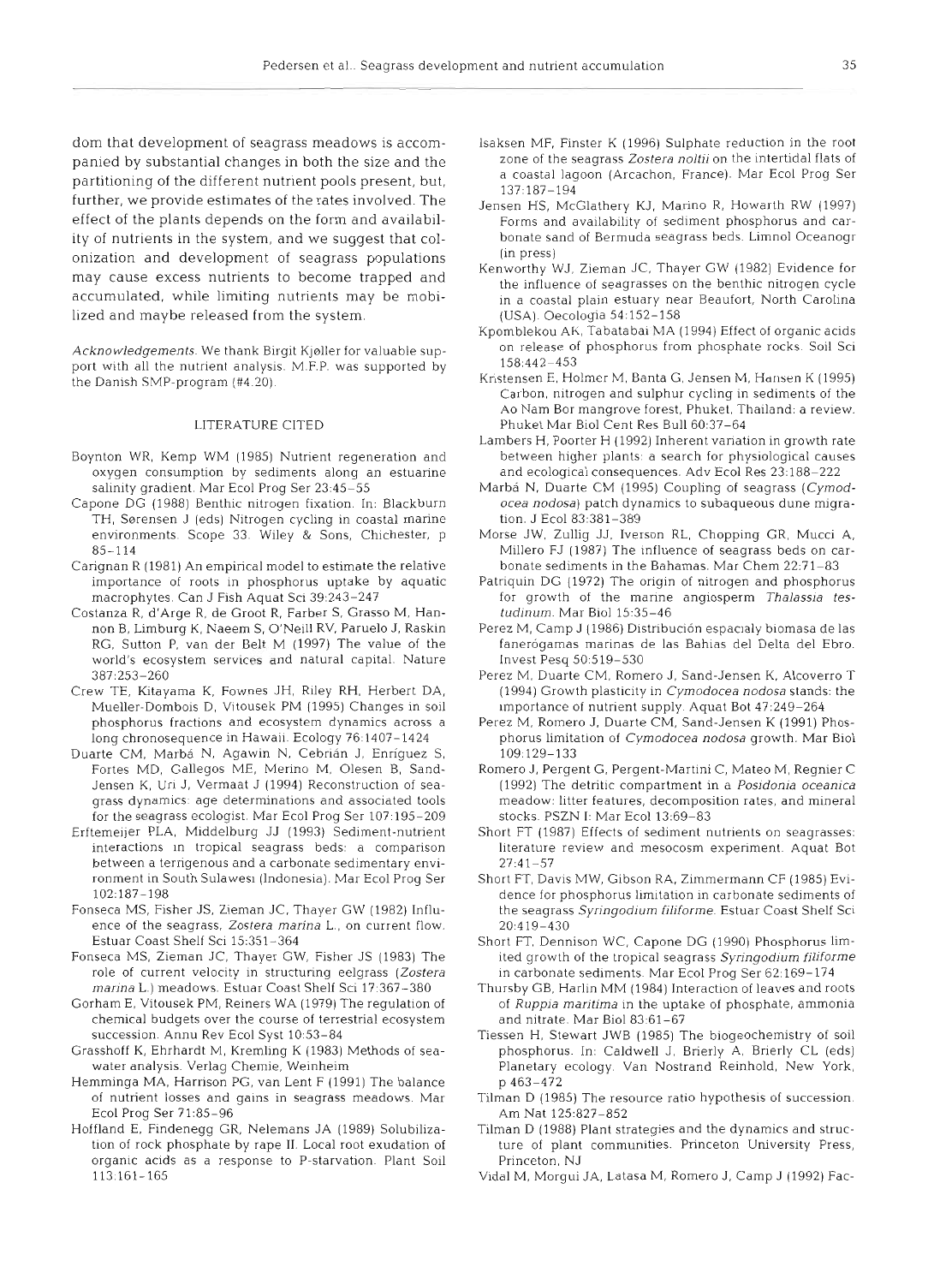dom that development of seagrass meadows is accompanied by substantial changes in both the size and the partitioning of the different nutrient pools present, but, further, we provide estimates of the rates involved. The effect of the plants depends on the form and availability of nutrients in the system, and we suggest that colonization and development of seagrass populations may cause excess nutrients to become trapped and accumulated, while limiting nutrients may be mobilized and maybe released from the system.

*Acknowledgements.* We thank Birgit Kjøller for valuable support with all the nutrient analysis. M.F.P. was supported by the Danish SMP-program (#4.20).

## LITERATURE CITED

Boynton WR, Kemp WM (1985) Nutrient regeneration and oxygen consumption by sediments along an estuarine salinity gradient. Mar Ecol Prog Ser 23:45–55

Capone DG (1988) Benthic nitrogen fixation. In: Blackburn TH, Sørensen J (eds) Nitrogen cycling in coastal marine environments. Scope 33. Wiley & Sons, Chichester, p 85–114

Carignan R (1981) An empirical model to estimate the relative importance of roots in phosphorus uptake by aquatic macrophytes. Can J Fish Aquat Sci 39:243–247

Costanza R, d'Arge R, de Groot R, Farber S, Grasso M, Hannon B, Limburg K, Naeem S, O'Neill RV, Paruelo J, Raskin RG, Sutton P, van der Belt M (1997) The value of the world's ecosystem services and natural capital. Nature 387:253–260

Crew TE, Kitayama K, Fownes JH, Riley RH, Herbert DA, Mueller-Dombois D, Vitousek PM (1995) Changes in soil phosphorus fractions and ecosystem dynamics across a long chronosequence in Hawaii. Ecology 76:1407–1424

Duarte CM, Marbá N, Agawin N, Cebrián J, Enríquez S, Fortes MD, Gallegos ME, Merino M, Olesen B, Sand-Jensen K, Uri J, Vermaat J (1994) Reconstruction of seagrass dynamics: age determinations and associated tools for the seagrass ecologist. Mar Ecol Prog Ser 107:195–209

Erftemeijer PLA, Middelburg JJ (1993) Sediment-nutrient interactions in tropical seagrass beds: a comparison between a terrigenous and a carbonate sedimentary environment in South Sulawesi (Indonesia). Mar Ecol Prog Ser 102:187–198

Fonseca MS, Fisher JS, Zieman JC, Thayer GW (1982) Influence of the seagrass, *Zostera marina* L., on current flow. Estuar Coast Shelf Sci 15:351–364

Fonseca MS, Zieman JC, Thayer GW, Fisher JS (1983) The role of current velocity in structuring eelgrass (*Zostera marina* L.) meadows. Estuar Coast Shelf Sci 17:367–380

Gorham E, Vitousek PM, Reiners WA (1979) The regulation of chemical budgets over the course of terrestrial ecosystem succession. Annu Rev Ecol Syst 10:53–84

Grasshoff K, Ehrhardt M, Kremling K (1983) Methods of seawater analysis. Verlag Chemie, Weinheim

Hemminga MA, Harrison PG, van Lent F (1991) The balance of nutrient losses and gains in seagrass meadows. Mar Ecol Prog Ser 71:85–96

Hoffland E, Findenegg GR, Nelemans JA (1989) Solubilization of rock phosphate by rape II. Local root exudation of organic acids as a response to P-starvation. Plant Soil 113:161–165

Isaksen MF, Finster K (1996) Sulphate reduction in the root zone of the seagrass *Zostera noltii* on the intertidal flats of a coastal lagoon (Arcachon, France). Mar Ecol Prog Ser 137:187–194

Jensen HS, McGlathery KJ, Marino R, Howarth RW (1997) Forms and availability of sediment phosphorus and carbonate sand of Bermuda seagrass beds. Limnol Oceanogr (in press)

Kenworthy WJ, Zieman JC, Thayer GW (1982) Evidence for the influence of seagrasses on the benthic nitrogen cycle in a coastal plain estuary near Beaufort, North Carolina (USA). Oecologia 54:152–158

Kpomblekou AK, Tabatabai MA (1994) Effect of organic acids on release of phosphorus from phosphate rocks. Soil Sci 158:442–453

Kristensen E, Holmer M, Banta G, Jensen M, Hansen K (1995) Carbon, nitrogen and sulphur cycling in sediments of the Ao Nam Bor mangrove forest, Phuket, Thailand: a review. Phuket Mar Biol Cent Res Bull 60:37–64

Lambers H, Poorter H (1992) Inherent variation in growth rate between higher plants: a search for physiological causes and ecological consequences. Adv Ecol Res 23:188–222

Marbá N, Duarte CM (1995) Coupling of seagrass (*Cymodocea nodosa*) patch dynamics to subaqueous dune migration. J Ecol 83:381–389

Morse JW, Zullig JJ, Iverson RL, Chopping GR, Mucci A, Millero FJ (1987) The influence of seagrass beds on carbonate sediments in the Bahamas. Mar Chem 22:71–83

Patriquin DG (1972) The origin of nitrogen and phosphorus for growth of the marine angiosperm *Thalassia testudinum*. Mar Biol 15:35–46

Perez M, Camp J (1986) Distribución espacialy biomasa de las fanerógamas marinas de las Bahias del Delta del Ebro. Invest Pesq 50:519–530

Perez M, Duarte CM, Romero J, Sand-Jensen K, Alcoverro T (1994) Growth plasticity in *Cymodocea nodosa* stands: the importance of nutrient supply. Aquat Bot 47:249–264

Perez M, Romero J, Duarte CM, Sand-Jensen K (1991) Phosphorus limitation of *Cymodocea nodosa* growth. Mar Biol 109:129–133

Romero J, Pergent G, Pergent-Martini C, Mateo M, Regnier C (1992) The detritic compartment in a *Posidonia oceanica* meadow: litter features, decomposition rates, and mineral stocks. PSZN I: Mar Ecol 13:69–83

Short FT (1987) Effects of sediment nutrients on seagrasses: literature review and mesocosm experiment. Aquat Bot 27:41–57

Short FT, Davis MW, Gibson RA, Zimmermann CF (1985) Evidence for phosphorus limitation in carbonate sediments of the seagrass *Syringodium filiforme*. Estuar Coast Shelf Sci 20:419–430

Short FT, Dennison WC, Capone DG (1990) Phosphorus limited growth of the tropical seagrass *Syringodium filiforme* in carbonate sediments. Mar Ecol Prog Ser 62:169–174

Thursby GB, Harlin MM (1984) Interaction of leaves and roots of *Ruppia maritima* in the uptake of phosphate, ammonia and nitrate. Mar Biol 83:61–67

Tiessen H, Stewart JWB (1985) The biogeochemistry of soil phosphorus. In: Caldwell J, Brierly A, Brierly CL (eds) Planetary ecology. Van Nostrand Reinhold, New York, p 463–472

Tilman D (1985) The resource ratio hypothesis of succession. Am Nat 125:827–852

Tilman D (1988) Plant strategies and the dynamics and structure of plant communities. Princeton University Press, Princeton, NJ

Vidal M, Morgui JA, Latasa M, Romero J, Camp J (1992) Fac-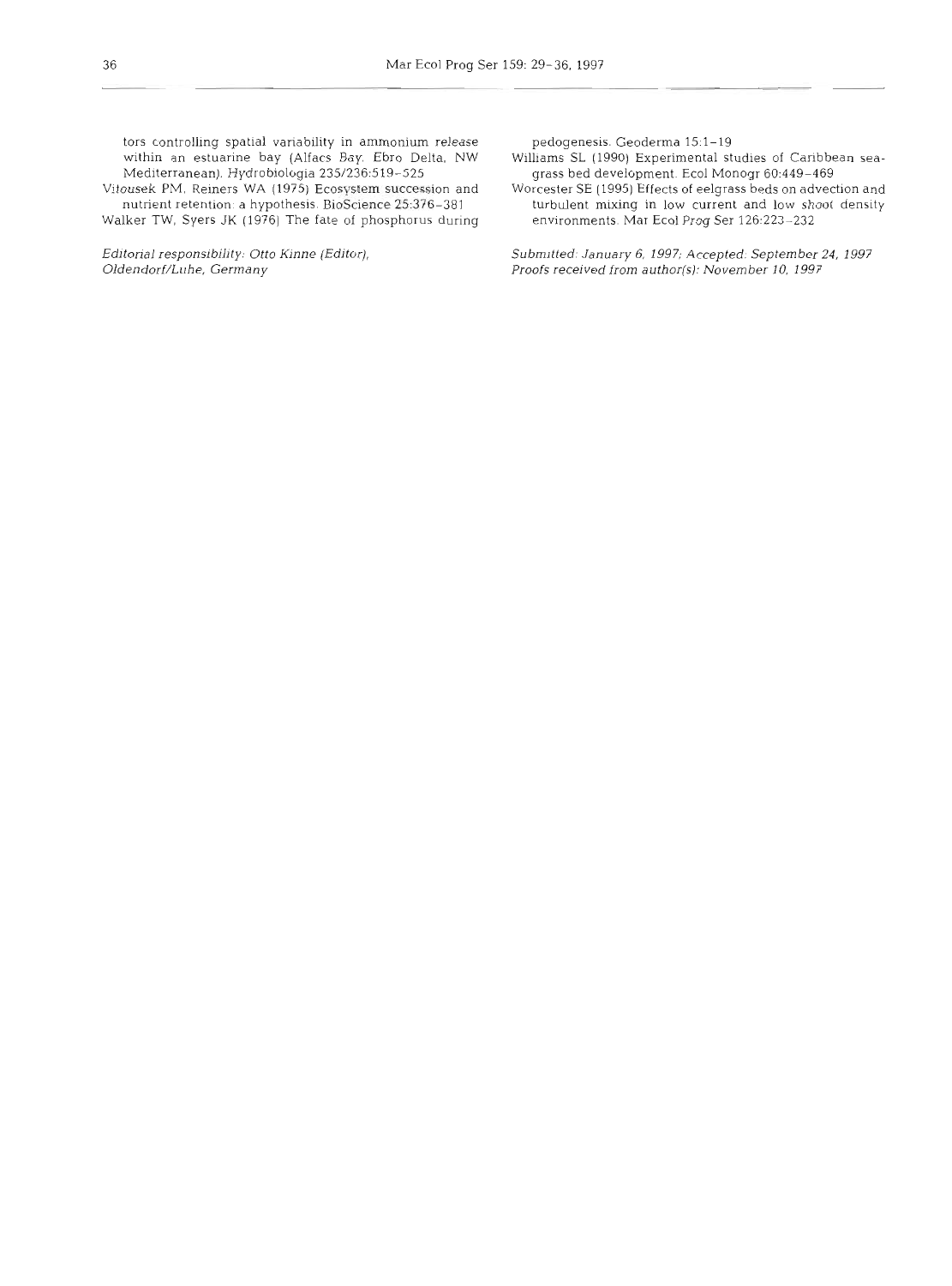tors controlling spatial variability in ammonium release within an estuarine bay (Alfacs Bay. Ebro Delta, NW Mediterranean). Hydrobiologia 235/236:519–525

Vitousek PM, Reiners WA (1975) Ecosystem succession and nutrient retention: a hypothesis. BioScience 25:376–381

Walker TW, Syers JK (1976) The fate of phosphorus during pedogenesis. Geoderma 15:1–19

Williams SL (1990) Experimental studies of Caribbean seagrass bed development. Ecol Monogr 60:449–469

Worcester SE (1995) Effects of eelgrass beds on advection and turbulent mixing in low current and low shoot density environments. Mar Ecol Prog Ser 126:223–232

*Editorial responsibility: Otto Kinne (Editor), Oldendorf/Luhe, Germany*

*Submitted: January 6, 1997; Accepted: September 24, 1997*
*Proofs received from author(s): November 10, 1997*